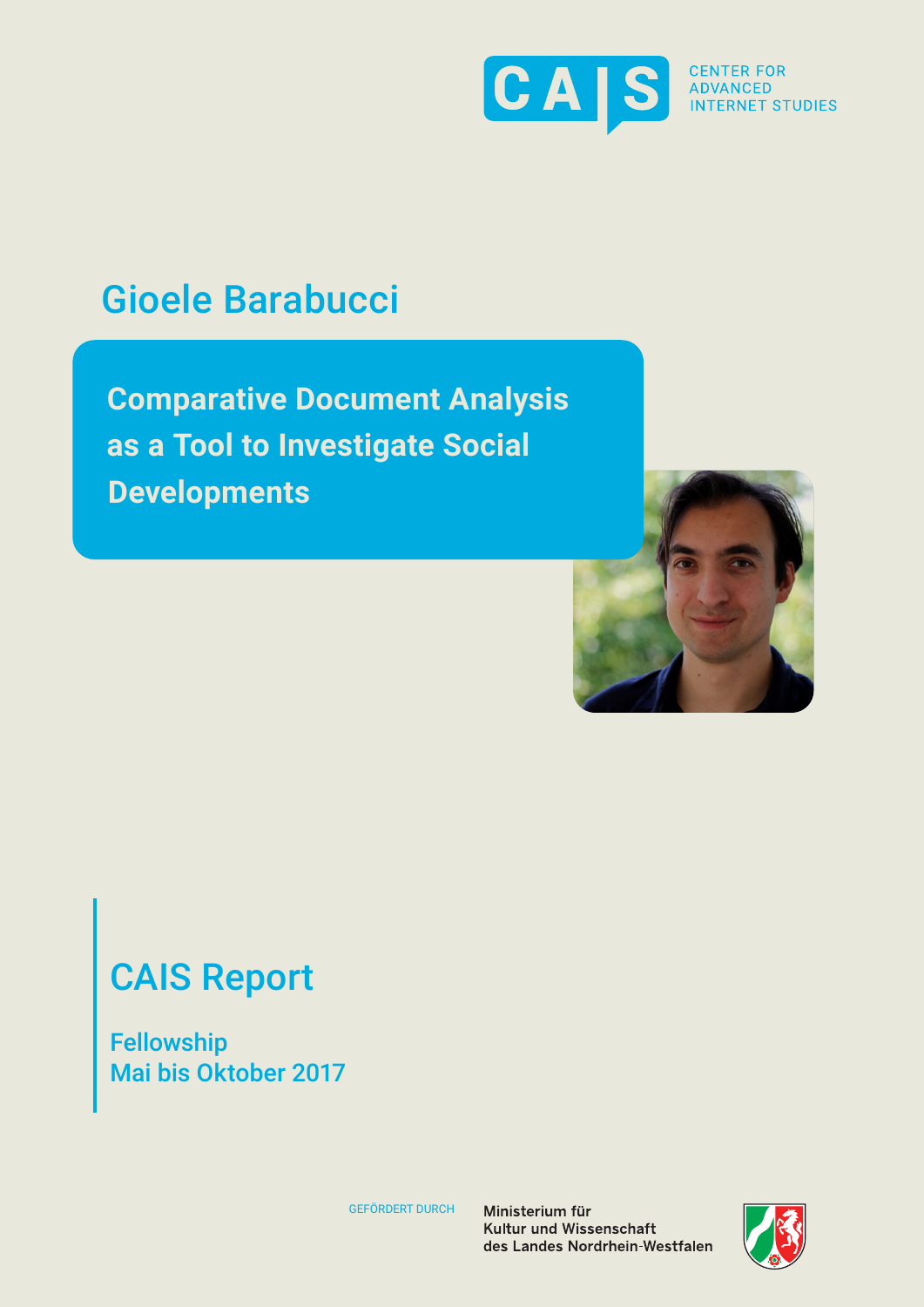CAIS CENTER FOR ADVANCED INTERNET STUDIES

# Gioele Barabucci

## Comparative Document Analysis as a Tool to Investigate Social Developments

## CAIS Report

Fellowship
Mai bis Oktober 2017

GEFÖRDERT DURCH

Ministerium für
Kultur und Wissenschaft
des Landes Nordrhein-Westfalen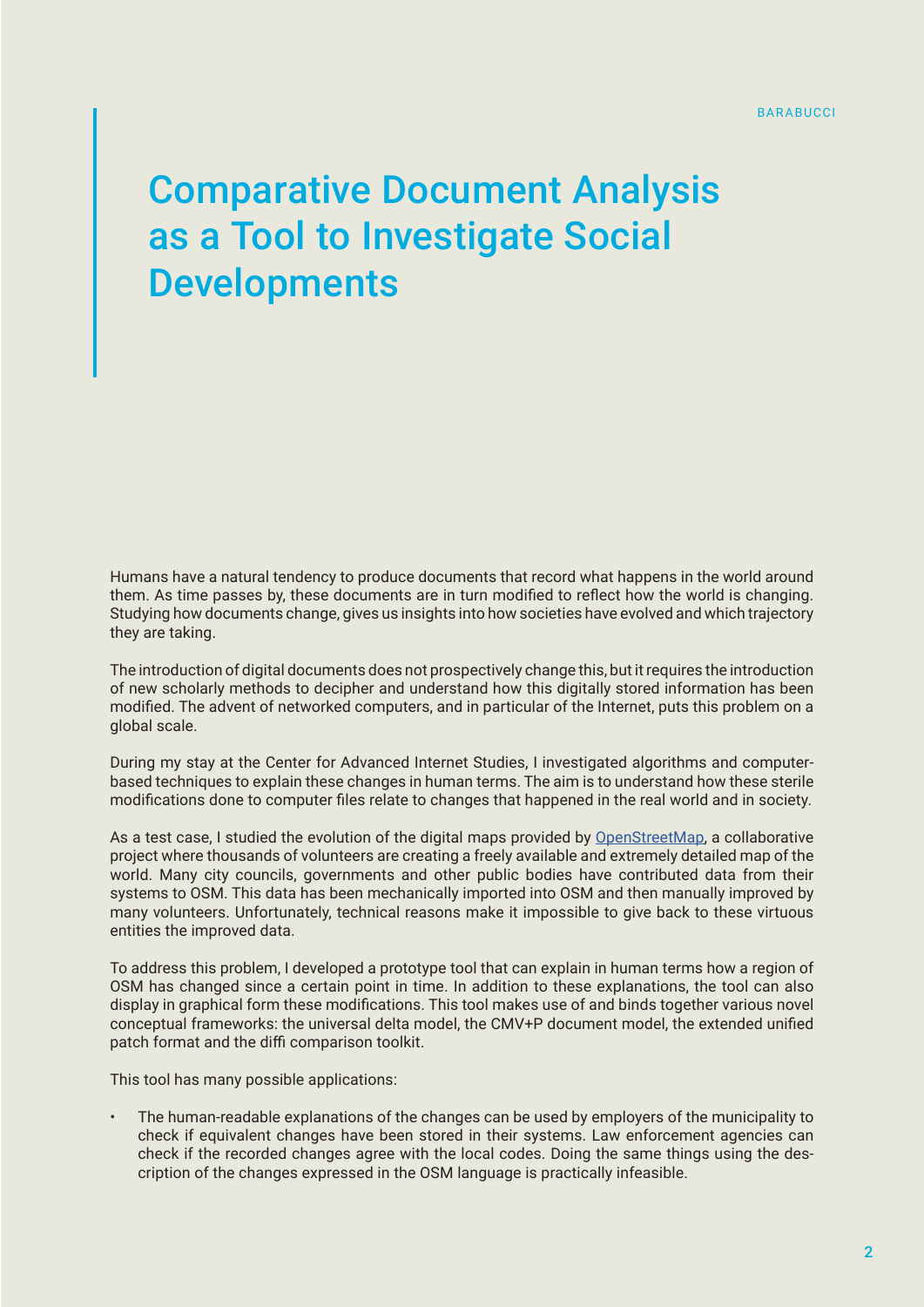# Comparative Document Analysis as a Tool to Investigate Social Developments

Humans have a natural tendency to produce documents that record what happens in the world around them. As time passes by, these documents are in turn modified to reflect how the world is changing. Studying how documents change, gives us insights into how societies have evolved and which trajectory they are taking.

The introduction of digital documents does not prospectively change this, but it requires the introduction of new scholarly methods to decipher and understand how this digitally stored information has been modified. The advent of networked computers, and in particular of the Internet, puts this problem on a global scale.

During my stay at the Center for Advanced Internet Studies, I investigated algorithms and computer-based techniques to explain these changes in human terms. The aim is to understand how these sterile modifications done to computer files relate to changes that happened in the real world and in society.

As a test case, I studied the evolution of the digital maps provided by OpenStreetMap, a collaborative project where thousands of volunteers are creating a freely available and extremely detailed map of the world. Many city councils, governments and other public bodies have contributed data from their systems to OSM. This data has been mechanically imported into OSM and then manually improved by many volunteers. Unfortunately, technical reasons make it impossible to give back to these virtuous entities the improved data.

To address this problem, I developed a prototype tool that can explain in human terms how a region of OSM has changed since a certain point in time. In addition to these explanations, the tool can also display in graphical form these modifications. This tool makes use of and binds together various novel conceptual frameworks: the universal delta model, the CMV+P document model, the extended unified patch format and the diffi comparison toolkit.

This tool has many possible applications:

- The human-readable explanations of the changes can be used by employers of the municipality to check if equivalent changes have been stored in their systems. Law enforcement agencies can check if the recorded changes agree with the local codes. Doing the same things using the description of the changes expressed in the OSM language is practically infeasible.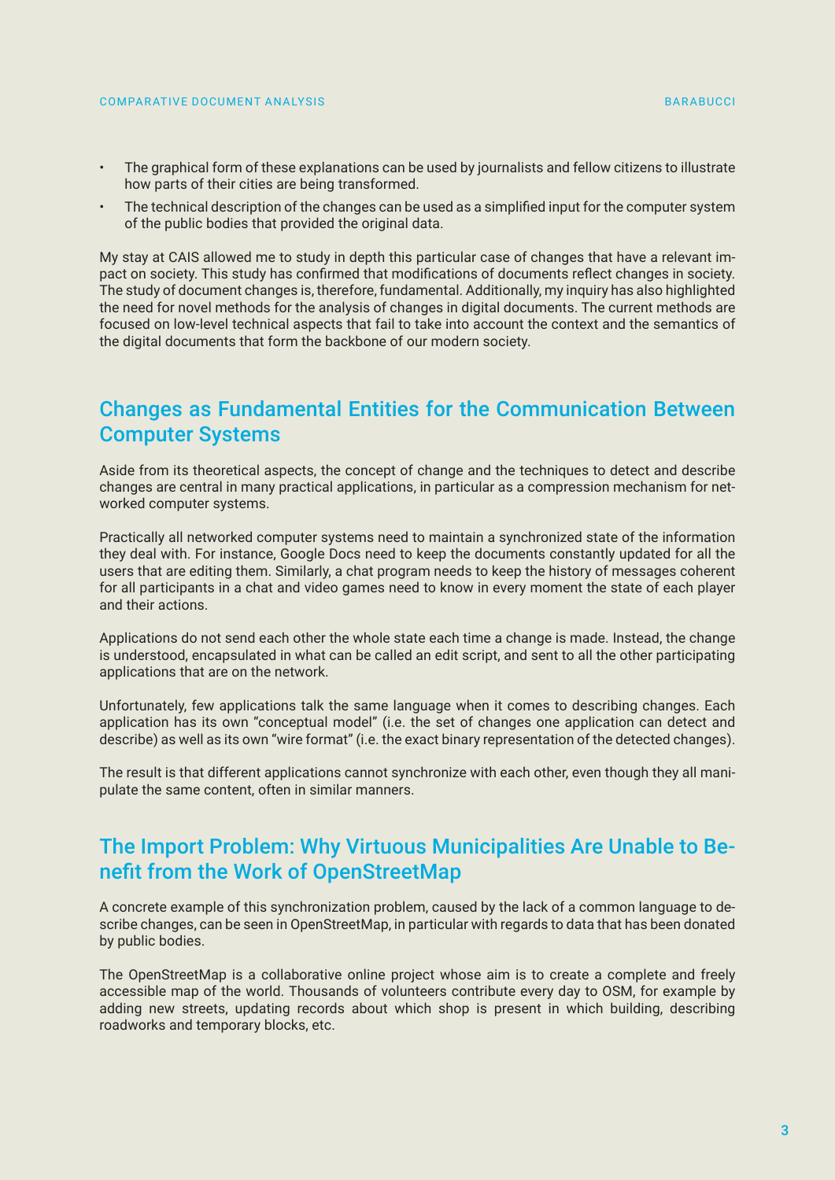- The graphical form of these explanations can be used by journalists and fellow citizens to illustrate how parts of their cities are being transformed.
- The technical description of the changes can be used as a simplified input for the computer system of the public bodies that provided the original data.

My stay at CAIS allowed me to study in depth this particular case of changes that have a relevant impact on society. This study has confirmed that modifications of documents reflect changes in society. The study of document changes is, therefore, fundamental. Additionally, my inquiry has also highlighted the need for novel methods for the analysis of changes in digital documents. The current methods are focused on low-level technical aspects that fail to take into account the context and the semantics of the digital documents that form the backbone of our modern society.

## Changes as Fundamental Entities for the Communication Between Computer Systems

Aside from its theoretical aspects, the concept of change and the techniques to detect and describe changes are central in many practical applications, in particular as a compression mechanism for networked computer systems.

Practically all networked computer systems need to maintain a synchronized state of the information they deal with. For instance, Google Docs need to keep the documents constantly updated for all the users that are editing them. Similarly, a chat program needs to keep the history of messages coherent for all participants in a chat and video games need to know in every moment the state of each player and their actions.

Applications do not send each other the whole state each time a change is made. Instead, the change is understood, encapsulated in what can be called an edit script, and sent to all the other participating applications that are on the network.

Unfortunately, few applications talk the same language when it comes to describing changes. Each application has its own "conceptual model" (i.e. the set of changes one application can detect and describe) as well as its own "wire format" (i.e. the exact binary representation of the detected changes).

The result is that different applications cannot synchronize with each other, even though they all manipulate the same content, often in similar manners.

## The Import Problem: Why Virtuous Municipalities Are Unable to Benefit from the Work of OpenStreetMap

A concrete example of this synchronization problem, caused by the lack of a common language to describe changes, can be seen in OpenStreetMap, in particular with regards to data that has been donated by public bodies.

The OpenStreetMap is a collaborative online project whose aim is to create a complete and freely accessible map of the world. Thousands of volunteers contribute every day to OSM, for example by adding new streets, updating records about which shop is present in which building, describing roadworks and temporary blocks, etc.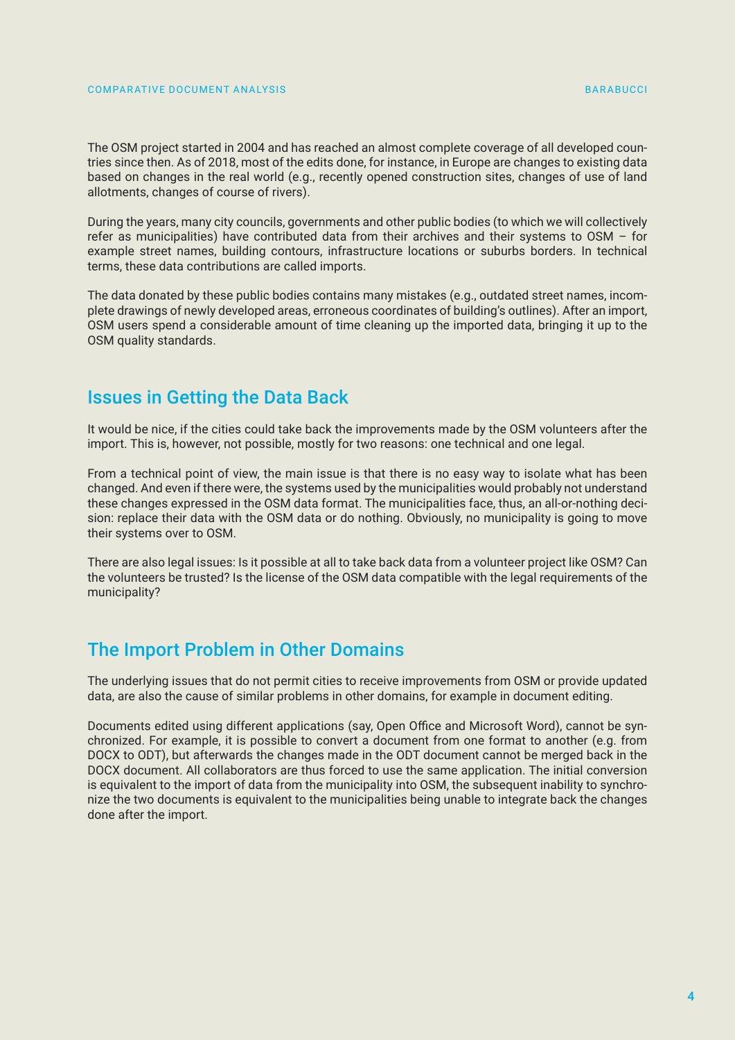The OSM project started in 2004 and has reached an almost complete coverage of all developed countries since then. As of 2018, most of the edits done, for instance, in Europe are changes to existing data based on changes in the real world (e.g., recently opened construction sites, changes of use of land allotments, changes of course of rivers).

During the years, many city councils, governments and other public bodies (to which we will collectively refer as municipalities) have contributed data from their archives and their systems to OSM – for example street names, building contours, infrastructure locations or suburbs borders. In technical terms, these data contributions are called imports.

The data donated by these public bodies contains many mistakes (e.g., outdated street names, incomplete drawings of newly developed areas, erroneous coordinates of building's outlines). After an import, OSM users spend a considerable amount of time cleaning up the imported data, bringing it up to the OSM quality standards.

## Issues in Getting the Data Back

It would be nice, if the cities could take back the improvements made by the OSM volunteers after the import. This is, however, not possible, mostly for two reasons: one technical and one legal.

From a technical point of view, the main issue is that there is no easy way to isolate what has been changed. And even if there were, the systems used by the municipalities would probably not understand these changes expressed in the OSM data format. The municipalities face, thus, an all-or-nothing decision: replace their data with the OSM data or do nothing. Obviously, no municipality is going to move their systems over to OSM.

There are also legal issues: Is it possible at all to take back data from a volunteer project like OSM? Can the volunteers be trusted? Is the license of the OSM data compatible with the legal requirements of the municipality?

## The Import Problem in Other Domains

The underlying issues that do not permit cities to receive improvements from OSM or provide updated data, are also the cause of similar problems in other domains, for example in document editing.

Documents edited using different applications (say, Open Office and Microsoft Word), cannot be synchronized. For example, it is possible to convert a document from one format to another (e.g. from DOCX to ODT), but afterwards the changes made in the ODT document cannot be merged back in the DOCX document. All collaborators are thus forced to use the same application. The initial conversion is equivalent to the import of data from the municipality into OSM, the subsequent inability to synchronize the two documents is equivalent to the municipalities being unable to integrate back the changes done after the import.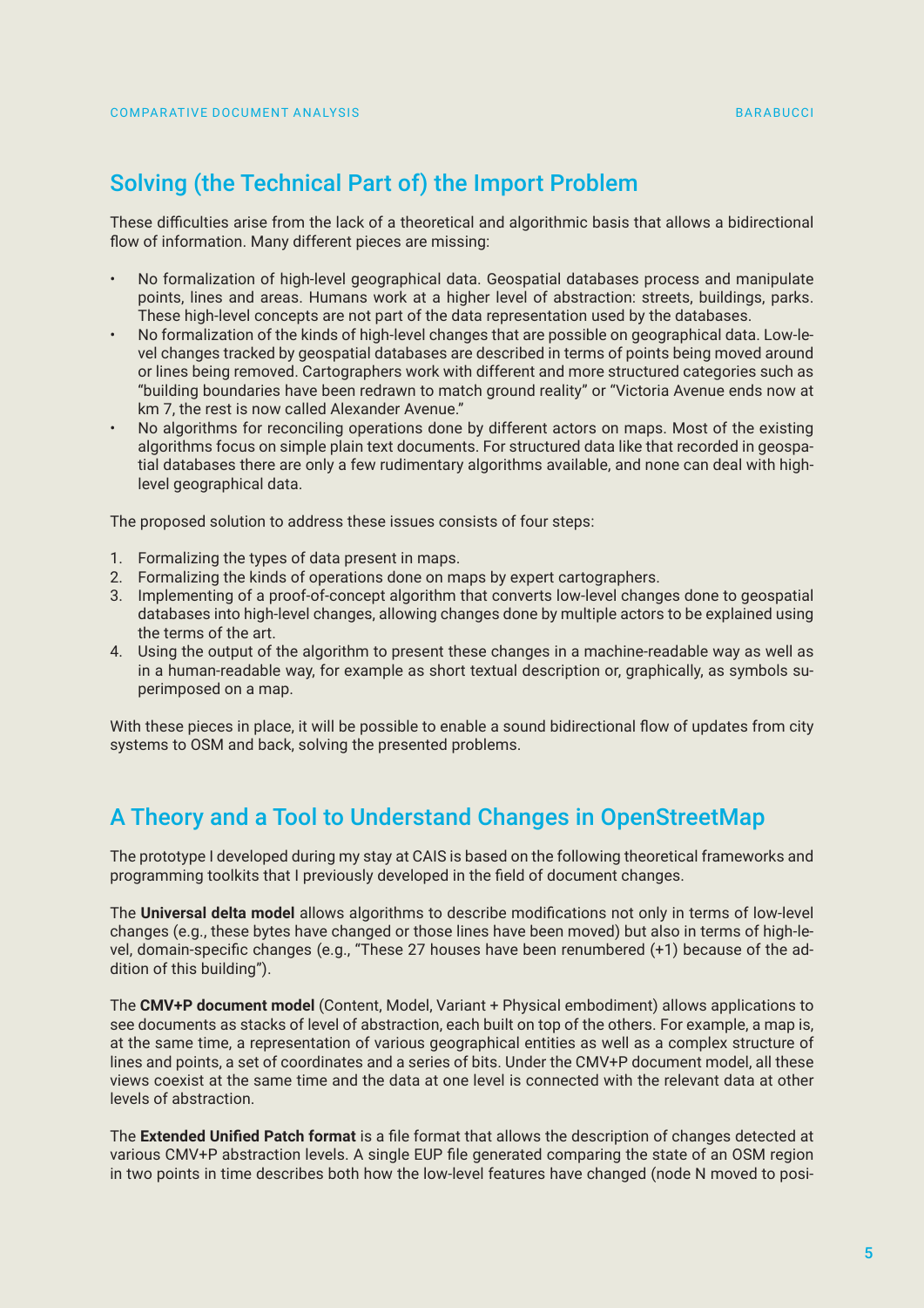## Solving (the Technical Part of) the Import Problem

These difficulties arise from the lack of a theoretical and algorithmic basis that allows a bidirectional flow of information. Many different pieces are missing:

- No formalization of high-level geographical data. Geospatial databases process and manipulate points, lines and areas. Humans work at a higher level of abstraction: streets, buildings, parks. These high-level concepts are not part of the data representation used by the databases.
- No formalization of the kinds of high-level changes that are possible on geographical data. Low-level changes tracked by geospatial databases are described in terms of points being moved around or lines being removed. Cartographers work with different and more structured categories such as "building boundaries have been redrawn to match ground reality" or "Victoria Avenue ends now at km 7, the rest is now called Alexander Avenue."
- No algorithms for reconciling operations done by different actors on maps. Most of the existing algorithms focus on simple plain text documents. For structured data like that recorded in geospatial databases there are only a few rudimentary algorithms available, and none can deal with high-level geographical data.

The proposed solution to address these issues consists of four steps:

1. Formalizing the types of data present in maps.
2. Formalizing the kinds of operations done on maps by expert cartographers.
3. Implementing of a proof-of-concept algorithm that converts low-level changes done to geospatial databases into high-level changes, allowing changes done by multiple actors to be explained using the terms of the art.
4. Using the output of the algorithm to present these changes in a machine-readable way as well as in a human-readable way, for example as short textual description or, graphically, as symbols superimposed on a map.

With these pieces in place, it will be possible to enable a sound bidirectional flow of updates from city systems to OSM and back, solving the presented problems.

## A Theory and a Tool to Understand Changes in OpenStreetMap

The prototype I developed during my stay at CAIS is based on the following theoretical frameworks and programming toolkits that I previously developed in the field of document changes.

The **Universal delta model** allows algorithms to describe modifications not only in terms of low-level changes (e.g., these bytes have changed or those lines have been moved) but also in terms of high-level, domain-specific changes (e.g., "These 27 houses have been renumbered (+1) because of the addition of this building").

The **CMV+P document model** (Content, Model, Variant + Physical embodiment) allows applications to see documents as stacks of level of abstraction, each built on top of the others. For example, a map is, at the same time, a representation of various geographical entities as well as a complex structure of lines and points, a set of coordinates and a series of bits. Under the CMV+P document model, all these views coexist at the same time and the data at one level is connected with the relevant data at other levels of abstraction.

The **Extended Unified Patch format** is a file format that allows the description of changes detected at various CMV+P abstraction levels. A single EUP file generated comparing the state of an OSM region in two points in time describes both how the low-level features have changed (node N moved to posi-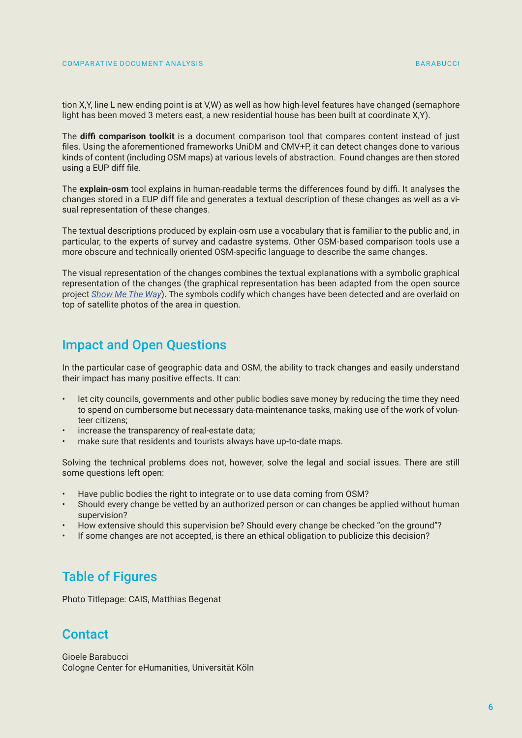tion X,Y, line L new ending point is at V,W) as well as how high-level features have changed (semaphore light has been moved 3 meters east, a new residential house has been built at coordinate X,Y).

The **diffi comparison toolkit** is a document comparison tool that compares content instead of just files. Using the aforementioned frameworks UniDM and CMV+P, it can detect changes done to various kinds of content (including OSM maps) at various levels of abstraction. Found changes are then stored using a EUP diff file.

The **explain-osm** tool explains in human-readable terms the differences found by diffi. It analyses the changes stored in a EUP diff file and generates a textual description of these changes as well as a visual representation of these changes.

The textual descriptions produced by explain-osm use a vocabulary that is familiar to the public and, in particular, to the experts of survey and cadastre systems. Other OSM-based comparison tools use a more obscure and technically oriented OSM-specific language to describe the same changes.

The visual representation of the changes combines the textual explanations with a symbolic graphical representation of the changes (the graphical representation has been adapted from the open source project *Show Me The Way*). The symbols codify which changes have been detected and are overlaid on top of satellite photos of the area in question.

## Impact and Open Questions

In the particular case of geographic data and OSM, the ability to track changes and easily understand their impact has many positive effects. It can:

- let city councils, governments and other public bodies save money by reducing the time they need to spend on cumbersome but necessary data-maintenance tasks, making use of the work of volunteer citizens;
- increase the transparency of real-estate data;
- make sure that residents and tourists always have up-to-date maps.

Solving the technical problems does not, however, solve the legal and social issues. There are still some questions left open:

- Have public bodies the right to integrate or to use data coming from OSM?
- Should every change be vetted by an authorized person or can changes be applied without human supervision?
- How extensive should this supervision be? Should every change be checked "on the ground"?
- If some changes are not accepted, is there an ethical obligation to publicize this decision?

## Table of Figures

Photo Titlepage: CAIS, Matthias Begenat

## Contact

Gioele Barabucci
Cologne Center for eHumanities, Universität Köln